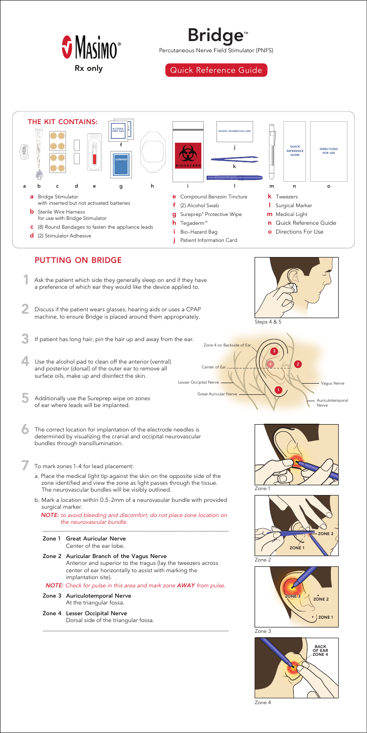Masimo® Rx only

# Bridge™

Percutaneous Nerve Field Stimulator (PNFS)

Quick Reference Guide

## THE KIT CONTAINS:

- **a** Bridge Stimulator with inserted but not activated batteries
- **b** Sterile Wire Harness for use with Bridge Stimulator
- **c** (8) Round Bandages to fasten the appliance leads
- **d** (2) Stimulator Adhesive
- **e** Compound Benzoin Tincture
- **f** (2) Alcohol Swab
- **g** Sureprep® Protective Wipe
- **h** Tegaderm™
- **i** Bio-Hazard Bag
- **j** Patient Information Card
- **k** Tweezers
- **l** Surgical Marker
- **m** Medical Light
- **n** Quick Reference Guide
- **o** Directions For Use

## PUTTING ON BRIDGE

1. Ask the patient which side they generally sleep on and if they have a preference of which ear they would like the device applied to.
2. Discuss if the patient wears glasses, hearing aids or uses a CPAP machine, to ensure Bridge is placed around them appropriately.
3. If patient has long hair, pin the hair up and away from the ear.
4. Use the alcohol pad to clean off the anterior (ventral) and posterior (dorsal) of the outer ear to remove all surface oils, make up and disinfect the skin.
5. Additionally use the Sureprep wipe on zones of ear where leads will be implanted.
6. The correct location for implantation of the electrode needles is determined by visualizing the cranial and occipital neurovascular bundles through transillumination.
7. To mark zones 1-4 for lead placement:
   a. Place the medical light tip against the skin on the opposite side of the zone identified and view the zone as light passes through the tissue. The neurovascular bundles will be visibly outlined.
   b. Mark a location within 0.5-2mm of a neurovasular bundle with provided surgical marker.

   ***NOTE:*** *to avoid bleeding and discomfort, do not place zone location on the neurovascular bundle.*

**Zone 1 Great Auricular Nerve**
Center of the ear lobe.

**Zone 2 Auricular Branch of the Vagus Nerve**
Anterior and superior to the tragus (lay the tweezers across center of ear horizontally to assist with marking the implantation site).

***NOTE:*** *Check for pulse in this area and mark zone* ***AWAY*** *from pulse.*

**Zone 3 Auriculotemporal Nerve**
At the triangular fossa.

**Zone 4 Lesser Occipital Nerve**
Dorsal side of the triangular fossa.

Steps 4 & 5

Zone 4 on Backside of Ear, Center of Ear, Lesser Occipital Nerve, Great Auricular Nerve, Vagus Nerve, Auriculotemporal Nerve

Zone 1

Zone 2

Zone 3

Zone 4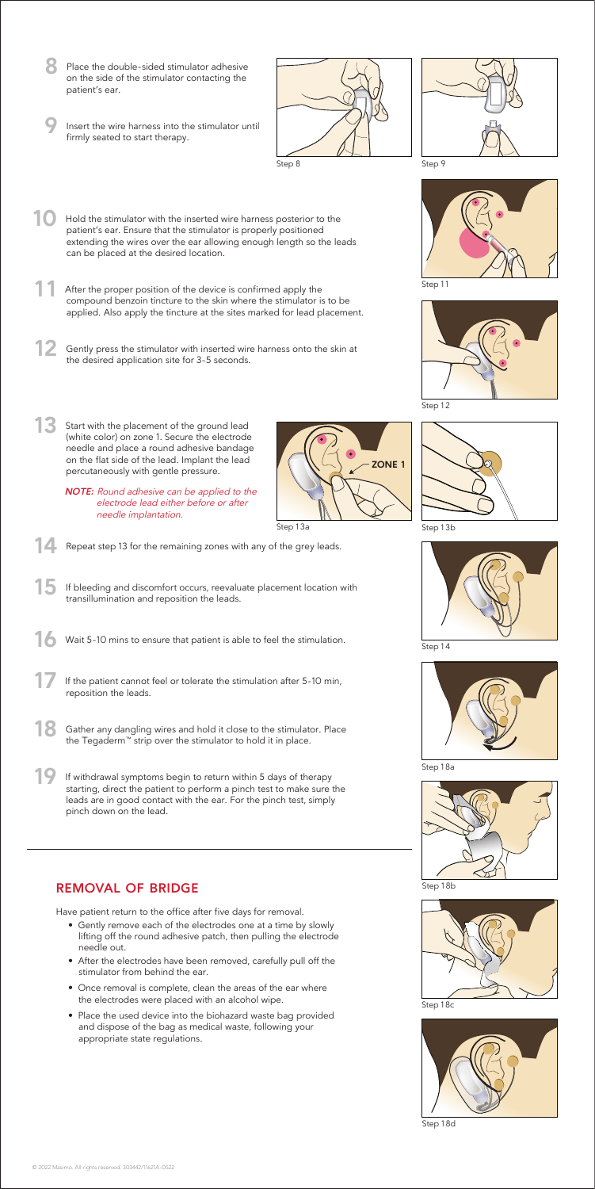8. Place the double-sided stimulator adhesive on the side of the stimulator contacting the patient's ear.

9. Insert the wire harness into the stimulator until firmly seated to start therapy.

Step 8

Step 9

10. Hold the stimulator with the inserted wire harness posterior to the patient's ear. Ensure that the stimulator is properly positioned extending the wires over the ear allowing enough length so the leads can be placed at the desired location.

11. After the proper position of the device is confirmed apply the compound benzoin tincture to the skin where the stimulator is to be applied. Also apply the tincture at the sites marked for lead placement.

Step 11

12. Gently press the stimulator with inserted wire harness onto the skin at the desired application site for 3-5 seconds.

Step 12

13. Start with the placement of the ground lead (white color) on zone 1. Secure the electrode needle and place a round adhesive bandage on the flat side of the lead. Implant the lead percutaneously with gentle pressure.

*NOTE: Round adhesive can be applied to the electrode lead either before or after needle implantation.*

ZONE 1

Step 13a

Step 13b

14. Repeat step 13 for the remaining zones with any of the grey leads.

Step 14

15. If bleeding and discomfort occurs, reevaluate placement location with transillumination and reposition the leads.

16. Wait 5-10 mins to ensure that patient is able to feel the stimulation.

17. If the patient cannot feel or tolerate the stimulation after 5-10 min, reposition the leads.

18. Gather any dangling wires and hold it close to the stimulator. Place the Tegaderm™ strip over the stimulator to hold it in place.

Step 18a

19. If withdrawal symptoms begin to return within 5 days of therapy starting, direct the patient to perform a pinch test to make sure the leads are in good contact with the ear. For the pinch test, simply pinch down on the lead.

Step 18b

## REMOVAL OF BRIDGE

Have patient return to the office after five days for removal.

- Gently remove each of the electrodes one at a time by slowly lifting off the round adhesive patch, then pulling the electrode needle out.
- After the electrodes have been removed, carefully pull off the stimulator from behind the ear.
- Once removal is complete, clean the areas of the ear where the electrodes were placed with an alcohol wipe.
- Place the used device into the biohazard waste bag provided and dispose of the bag as medical waste, following your appropriate state regulations.

Step 18c

Step 18d

© 2022 Masimo. All rights reserved. 303442/11621A-0522